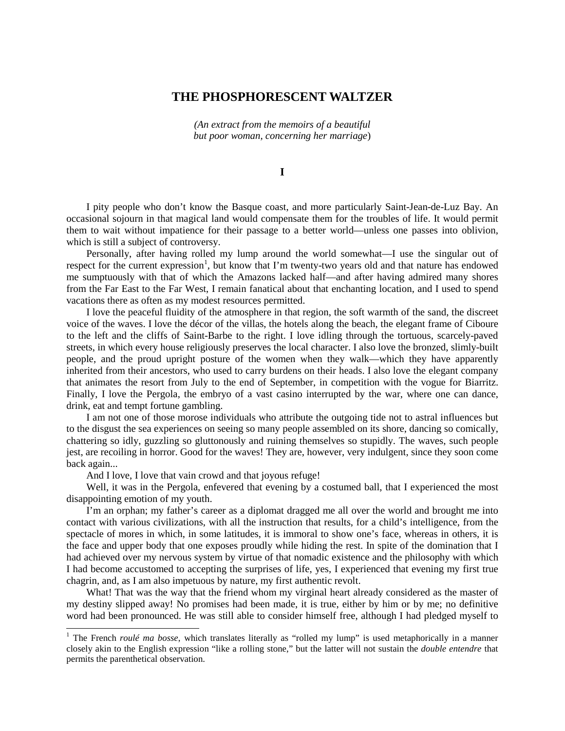# THE PHOSPHORESCENT WALTZER

*(An extract from the memoirs of a beautiful but poor woman, concerning her marriage*)

## I

I pity people who don't know the Basque coast, and more particularly Saint-Jean-de-Luz Bay. An occasional sojourn in that magical land would compensate them for the troubles of life. It would permit them to wait without impatience for their passage to a better world—unless one passes into oblivion, which is still a subject of controversy.

Personally, after having rolled my lump around the world somewhat—I use the singular out of respect for the current expression[1], but know that I'm twenty-two years old and that nature has endowed me sumptuously with that of which the Amazons lacked half—and after having admired many shores from the Far East to the Far West, I remain fanatical about that enchanting location, and I used to spend vacations there as often as my modest resources permitted.

I love the peaceful fluidity of the atmosphere in that region, the soft warmth of the sand, the discreet voice of the waves. I love the décor of the villas, the hotels along the beach, the elegant frame of Ciboure to the left and the cliffs of Saint-Barbe to the right. I love idling through the tortuous, scarcely-paved streets, in which every house religiously preserves the local character. I also love the bronzed, slimly-built people, and the proud upright posture of the women when they walk—which they have apparently inherited from their ancestors, who used to carry burdens on their heads. I also love the elegant company that animates the resort from July to the end of September, in competition with the vogue for Biarritz. Finally, I love the Pergola, the embryo of a vast casino interrupted by the war, where one can dance, drink, eat and tempt fortune gambling.

I am not one of those morose individuals who attribute the outgoing tide not to astral influences but to the disgust the sea experiences on seeing so many people assembled on its shore, dancing so comically, chattering so idly, guzzling so gluttonously and ruining themselves so stupidly. The waves, such people jest, are recoiling in horror. Good for the waves! They are, however, very indulgent, since they soon come back again...

And I love, I love that vain crowd and that joyous refuge!

Well, it was in the Pergola, enfevered that evening by a costumed ball, that I experienced the most disappointing emotion of my youth.

I'm an orphan; my father's career as a diplomat dragged me all over the world and brought me into contact with various civilizations, with all the instruction that results, for a child's intelligence, from the spectacle of mores in which, in some latitudes, it is immoral to show one's face, whereas in others, it is the face and upper body that one exposes proudly while hiding the rest. In spite of the domination that I had achieved over my nervous system by virtue of that nomadic existence and the philosophy with which I had become accustomed to accepting the surprises of life, yes, I experienced that evening my first true chagrin, and, as I am also impetuous by nature, my first authentic revolt.

What! That was the way that the friend whom my virginal heart already considered as the master of my destiny slipped away! No promises had been made, it is true, either by him or by me; no definitive word had been pronounced. He was still able to consider himself free, although I had pledged myself to

[1] The French *roulé ma bosse*, which translates literally as "rolled my lump" is used metaphorically in a manner closely akin to the English expression "like a rolling stone," but the latter will not sustain the *double entendre* that permits the parenthetical observation.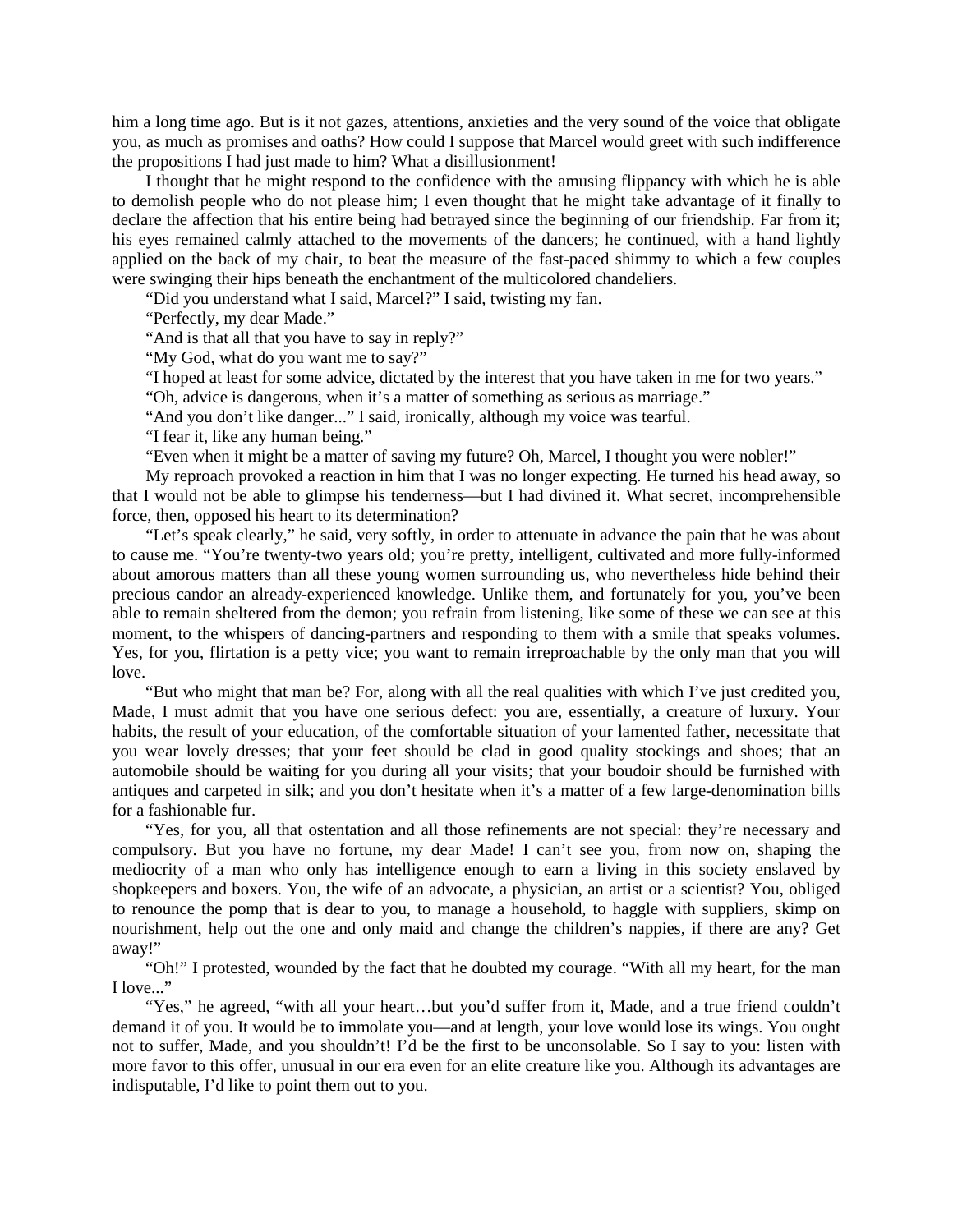him a long time ago. But is it not gazes, attentions, anxieties and the very sound of the voice that obligate you, as much as promises and oaths? How could I suppose that Marcel would greet with such indifference the propositions I had just made to him? What a disillusionment!

I thought that he might respond to the confidence with the amusing flippancy with which he is able to demolish people who do not please him; I even thought that he might take advantage of it finally to declare the affection that his entire being had betrayed since the beginning of our friendship. Far from it; his eyes remained calmly attached to the movements of the dancers; he continued, with a hand lightly applied on the back of my chair, to beat the measure of the fast-paced shimmy to which a few couples were swinging their hips beneath the enchantment of the multicolored chandeliers.

"Did you understand what I said, Marcel?" I said, twisting my fan.

"Perfectly, my dear Made."

"And is that all that you have to say in reply?"

"My God, what do you want me to say?"

"I hoped at least for some advice, dictated by the interest that you have taken in me for two years."

"Oh, advice is dangerous, when it's a matter of something as serious as marriage."

"And you don't like danger..." I said, ironically, although my voice was tearful.

"I fear it, like any human being."

"Even when it might be a matter of saving my future? Oh, Marcel, I thought you were nobler!"

My reproach provoked a reaction in him that I was no longer expecting. He turned his head away, so that I would not be able to glimpse his tenderness—but I had divined it. What secret, incomprehensible force, then, opposed his heart to its determination?

"Let's speak clearly," he said, very softly, in order to attenuate in advance the pain that he was about to cause me. "You're twenty-two years old; you're pretty, intelligent, cultivated and more fully-informed about amorous matters than all these young women surrounding us, who nevertheless hide behind their precious candor an already-experienced knowledge. Unlike them, and fortunately for you, you've been able to remain sheltered from the demon; you refrain from listening, like some of these we can see at this moment, to the whispers of dancing-partners and responding to them with a smile that speaks volumes. Yes, for you, flirtation is a petty vice; you want to remain irreproachable by the only man that you will love.

"But who might that man be? For, along with all the real qualities with which I've just credited you, Made, I must admit that you have one serious defect: you are, essentially, a creature of luxury. Your habits, the result of your education, of the comfortable situation of your lamented father, necessitate that you wear lovely dresses; that your feet should be clad in good quality stockings and shoes; that an automobile should be waiting for you during all your visits; that your boudoir should be furnished with antiques and carpeted in silk; and you don't hesitate when it's a matter of a few large-denomination bills for a fashionable fur.

"Yes, for you, all that ostentation and all those refinements are not special: they're necessary and compulsory. But you have no fortune, my dear Made! I can't see you, from now on, shaping the mediocrity of a man who only has intelligence enough to earn a living in this society enslaved by shopkeepers and boxers. You, the wife of an advocate, a physician, an artist or a scientist? You, obliged to renounce the pomp that is dear to you, to manage a household, to haggle with suppliers, skimp on nourishment, help out the one and only maid and change the children's nappies, if there are any? Get away!"

"Oh!" I protested, wounded by the fact that he doubted my courage. "With all my heart, for the man I love..."

"Yes," he agreed, "with all your heart…but you'd suffer from it, Made, and a true friend couldn't demand it of you. It would be to immolate you—and at length, your love would lose its wings. You ought not to suffer, Made, and you shouldn't! I'd be the first to be unconsolable. So I say to you: listen with more favor to this offer, unusual in our era even for an elite creature like you. Although its advantages are indisputable, I'd like to point them out to you.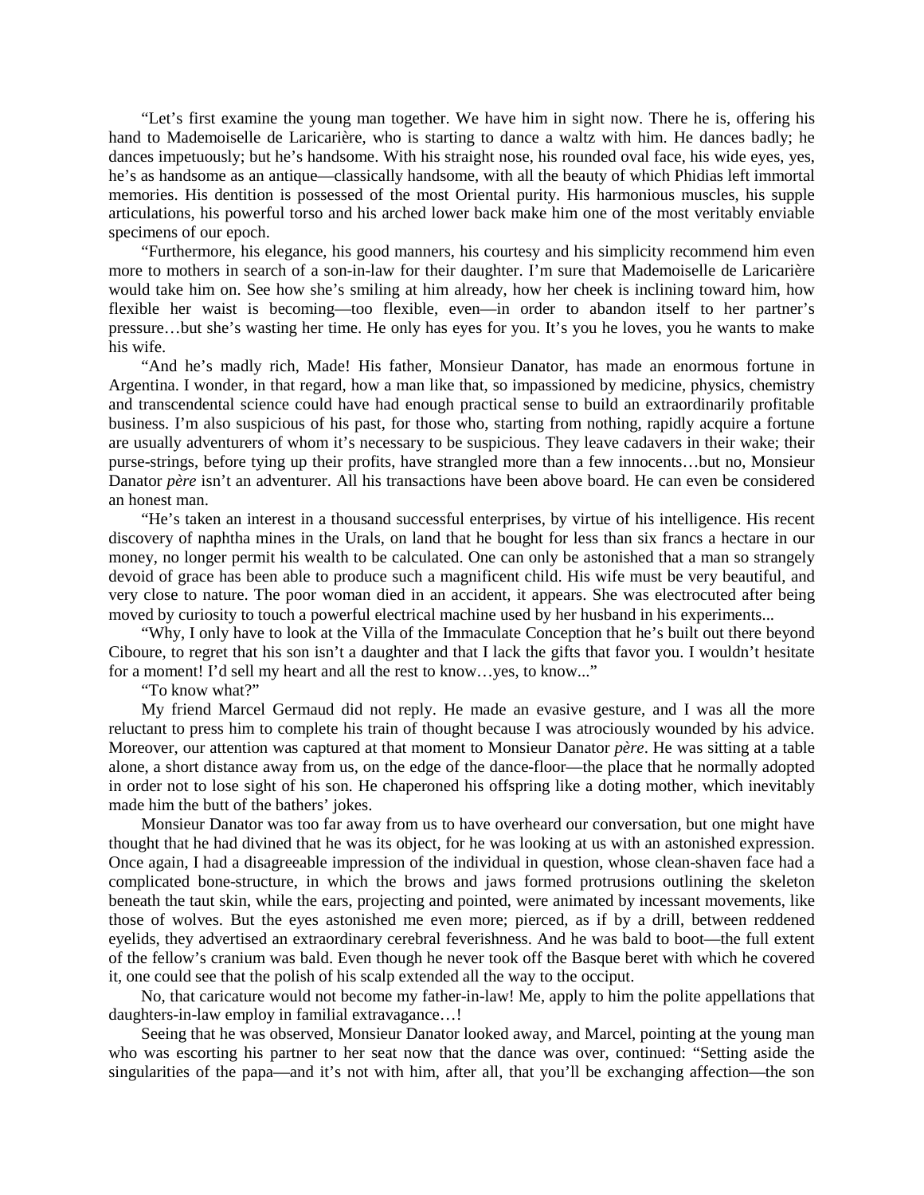"Let's first examine the young man together. We have him in sight now. There he is, offering his hand to Mademoiselle de Laricarière, who is starting to dance a waltz with him. He dances badly; he dances impetuously; but he's handsome. With his straight nose, his rounded oval face, his wide eyes, yes, he's as handsome as an antique—classically handsome, with all the beauty of which Phidias left immortal memories. His dentition is possessed of the most Oriental purity. His harmonious muscles, his supple articulations, his powerful torso and his arched lower back make him one of the most veritably enviable specimens of our epoch.

"Furthermore, his elegance, his good manners, his courtesy and his simplicity recommend him even more to mothers in search of a son-in-law for their daughter. I'm sure that Mademoiselle de Laricarière would take him on. See how she's smiling at him already, how her cheek is inclining toward him, how flexible her waist is becoming—too flexible, even—in order to abandon itself to her partner's pressure…but she's wasting her time. He only has eyes for you. It's you he loves, you he wants to make his wife.

"And he's madly rich, Made! His father, Monsieur Danator, has made an enormous fortune in Argentina. I wonder, in that regard, how a man like that, so impassioned by medicine, physics, chemistry and transcendental science could have had enough practical sense to build an extraordinarily profitable business. I'm also suspicious of his past, for those who, starting from nothing, rapidly acquire a fortune are usually adventurers of whom it's necessary to be suspicious. They leave cadavers in their wake; their purse-strings, before tying up their profits, have strangled more than a few innocents…but no, Monsieur Danator *père* isn't an adventurer. All his transactions have been above board. He can even be considered an honest man.

"He's taken an interest in a thousand successful enterprises, by virtue of his intelligence. His recent discovery of naphtha mines in the Urals, on land that he bought for less than six francs a hectare in our money, no longer permit his wealth to be calculated. One can only be astonished that a man so strangely devoid of grace has been able to produce such a magnificent child. His wife must be very beautiful, and very close to nature. The poor woman died in an accident, it appears. She was electrocuted after being moved by curiosity to touch a powerful electrical machine used by her husband in his experiments...

"Why, I only have to look at the Villa of the Immaculate Conception that he's built out there beyond Ciboure, to regret that his son isn't a daughter and that I lack the gifts that favor you. I wouldn't hesitate for a moment! I'd sell my heart and all the rest to know…yes, to know..."

"To know what?"

My friend Marcel Germaud did not reply. He made an evasive gesture, and I was all the more reluctant to press him to complete his train of thought because I was atrociously wounded by his advice. Moreover, our attention was captured at that moment to Monsieur Danator *père*. He was sitting at a table alone, a short distance away from us, on the edge of the dance-floor—the place that he normally adopted in order not to lose sight of his son. He chaperoned his offspring like a doting mother, which inevitably made him the butt of the bathers' jokes.

Monsieur Danator was too far away from us to have overheard our conversation, but one might have thought that he had divined that he was its object, for he was looking at us with an astonished expression. Once again, I had a disagreeable impression of the individual in question, whose clean-shaven face had a complicated bone-structure, in which the brows and jaws formed protrusions outlining the skeleton beneath the taut skin, while the ears, projecting and pointed, were animated by incessant movements, like those of wolves. But the eyes astonished me even more; pierced, as if by a drill, between reddened eyelids, they advertised an extraordinary cerebral feverishness. And he was bald to boot—the full extent of the fellow's cranium was bald. Even though he never took off the Basque beret with which he covered it, one could see that the polish of his scalp extended all the way to the occiput.

No, that caricature would not become my father-in-law! Me, apply to him the polite appellations that daughters-in-law employ in familial extravagance…!

Seeing that he was observed, Monsieur Danator looked away, and Marcel, pointing at the young man who was escorting his partner to her seat now that the dance was over, continued: "Setting aside the singularities of the papa—and it's not with him, after all, that you'll be exchanging affection—the son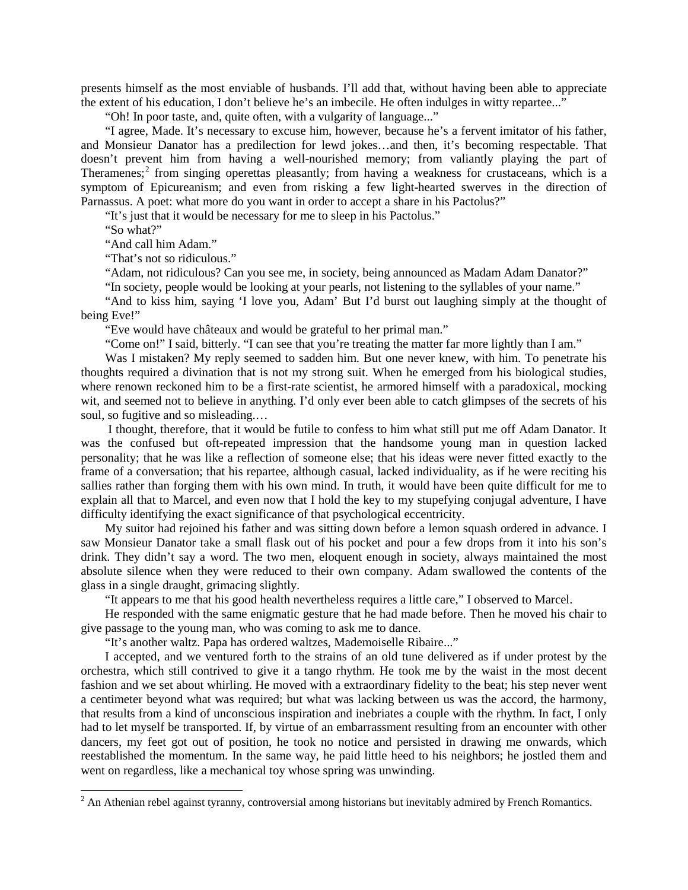presents himself as the most enviable of husbands. I'll add that, without having been able to appreciate the extent of his education, I don't believe he's an imbecile. He often indulges in witty repartee..."

"Oh! In poor taste, and, quite often, with a vulgarity of language..."

"I agree, Made. It's necessary to excuse him, however, because he's a fervent imitator of his father, and Monsieur Danator has a predilection for lewd jokes…and then, it's becoming respectable. That doesn't prevent him from having a well-nourished memory; from valiantly playing the part of Theramenes;[2] from singing operettas pleasantly; from having a weakness for crustaceans, which is a symptom of Epicureanism; and even from risking a few light-hearted swerves in the direction of Parnassus. A poet: what more do you want in order to accept a share in his Pactolus?"

"It's just that it would be necessary for me to sleep in his Pactolus."

"So what?"

"And call him Adam."

"That's not so ridiculous."

"Adam, not ridiculous? Can you see me, in society, being announced as Madam Adam Danator?"

"In society, people would be looking at your pearls, not listening to the syllables of your name."

"And to kiss him, saying 'I love you, Adam' But I'd burst out laughing simply at the thought of being Eve!"

"Eve would have châteaux and would be grateful to her primal man."

"Come on!" I said, bitterly. "I can see that you're treating the matter far more lightly than I am."

Was I mistaken? My reply seemed to sadden him. But one never knew, with him. To penetrate his thoughts required a divination that is not my strong suit. When he emerged from his biological studies, where renown reckoned him to be a first-rate scientist, he armored himself with a paradoxical, mocking wit, and seemed not to believe in anything. I'd only ever been able to catch glimpses of the secrets of his soul, so fugitive and so misleading.…

I thought, therefore, that it would be futile to confess to him what still put me off Adam Danator. It was the confused but oft-repeated impression that the handsome young man in question lacked personality; that he was like a reflection of someone else; that his ideas were never fitted exactly to the frame of a conversation; that his repartee, although casual, lacked individuality, as if he were reciting his sallies rather than forging them with his own mind. In truth, it would have been quite difficult for me to explain all that to Marcel, and even now that I hold the key to my stupefying conjugal adventure, I have difficulty identifying the exact significance of that psychological eccentricity.

My suitor had rejoined his father and was sitting down before a lemon squash ordered in advance. I saw Monsieur Danator take a small flask out of his pocket and pour a few drops from it into his son's drink. They didn't say a word. The two men, eloquent enough in society, always maintained the most absolute silence when they were reduced to their own company. Adam swallowed the contents of the glass in a single draught, grimacing slightly.

"It appears to me that his good health nevertheless requires a little care," I observed to Marcel.

He responded with the same enigmatic gesture that he had made before. Then he moved his chair to give passage to the young man, who was coming to ask me to dance.

"It's another waltz. Papa has ordered waltzes, Mademoiselle Ribaire..."

I accepted, and we ventured forth to the strains of an old tune delivered as if under protest by the orchestra, which still contrived to give it a tango rhythm. He took me by the waist in the most decent fashion and we set about whirling. He moved with a extraordinary fidelity to the beat; his step never went a centimeter beyond what was required; but what was lacking between us was the accord, the harmony, that results from a kind of unconscious inspiration and inebriates a couple with the rhythm. In fact, I only had to let myself be transported. If, by virtue of an embarrassment resulting from an encounter with other dancers, my feet got out of position, he took no notice and persisted in drawing me onwards, which reestablished the momentum. In the same way, he paid little heed to his neighbors; he jostled them and went on regardless, like a mechanical toy whose spring was unwinding.

[2] An Athenian rebel against tyranny, controversial among historians but inevitably admired by French Romantics.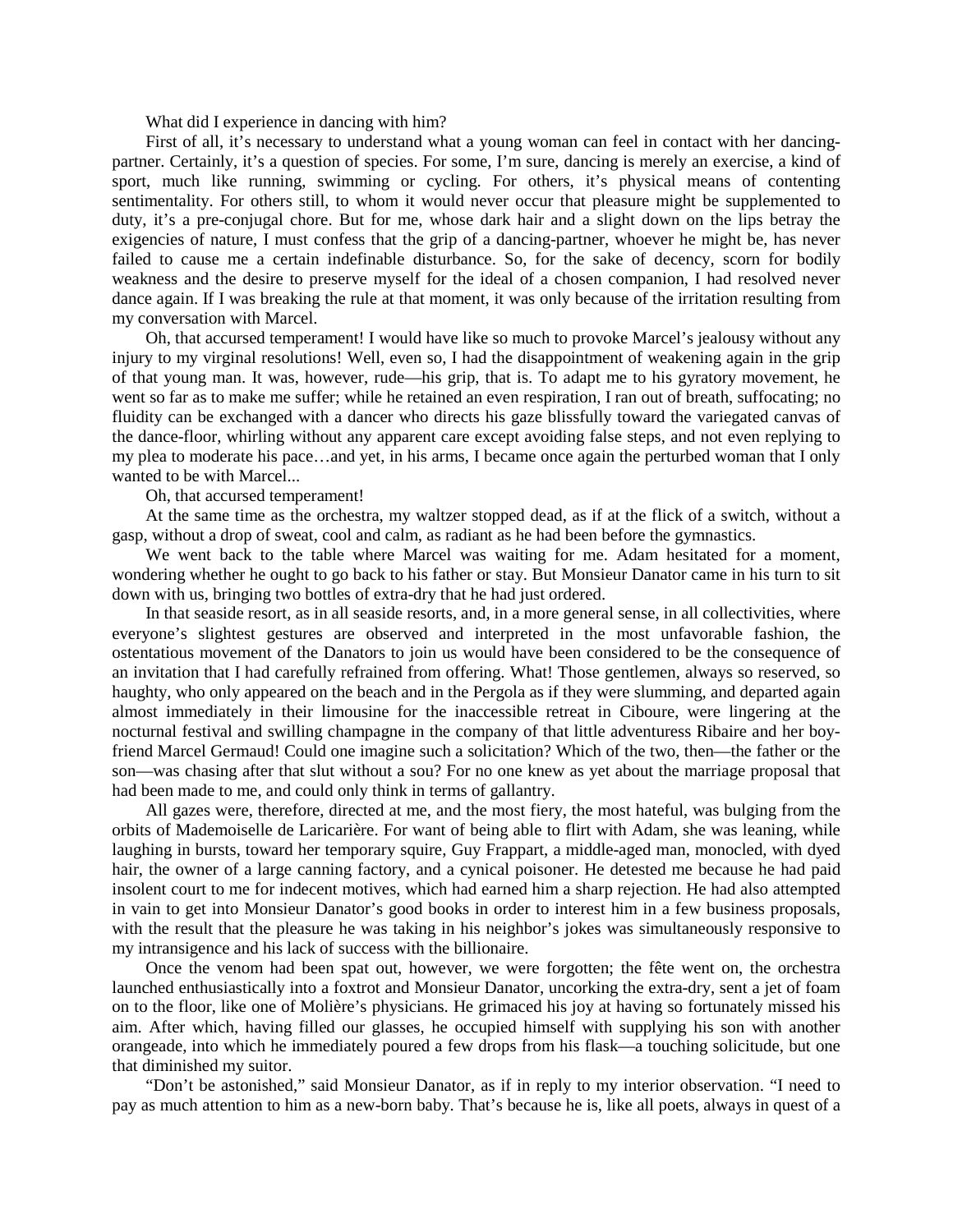What did I experience in dancing with him?

First of all, it's necessary to understand what a young woman can feel in contact with her dancing-partner. Certainly, it's a question of species. For some, I'm sure, dancing is merely an exercise, a kind of sport, much like running, swimming or cycling. For others, it's physical means of contenting sentimentality. For others still, to whom it would never occur that pleasure might be supplemented to duty, it's a pre-conjugal chore. But for me, whose dark hair and a slight down on the lips betray the exigencies of nature, I must confess that the grip of a dancing-partner, whoever he might be, has never failed to cause me a certain indefinable disturbance. So, for the sake of decency, scorn for bodily weakness and the desire to preserve myself for the ideal of a chosen companion, I had resolved never dance again. If I was breaking the rule at that moment, it was only because of the irritation resulting from my conversation with Marcel.

Oh, that accursed temperament! I would have like so much to provoke Marcel's jealousy without any injury to my virginal resolutions! Well, even so, I had the disappointment of weakening again in the grip of that young man. It was, however, rude—his grip, that is. To adapt me to his gyratory movement, he went so far as to make me suffer; while he retained an even respiration, I ran out of breath, suffocating; no fluidity can be exchanged with a dancer who directs his gaze blissfully toward the variegated canvas of the dance-floor, whirling without any apparent care except avoiding false steps, and not even replying to my plea to moderate his pace…and yet, in his arms, I became once again the perturbed woman that I only wanted to be with Marcel...

Oh, that accursed temperament!

At the same time as the orchestra, my waltzer stopped dead, as if at the flick of a switch, without a gasp, without a drop of sweat, cool and calm, as radiant as he had been before the gymnastics.

We went back to the table where Marcel was waiting for me. Adam hesitated for a moment, wondering whether he ought to go back to his father or stay. But Monsieur Danator came in his turn to sit down with us, bringing two bottles of extra-dry that he had just ordered.

In that seaside resort, as in all seaside resorts, and, in a more general sense, in all collectivities, where everyone's slightest gestures are observed and interpreted in the most unfavorable fashion, the ostentatious movement of the Danators to join us would have been considered to be the consequence of an invitation that I had carefully refrained from offering. What! Those gentlemen, always so reserved, so haughty, who only appeared on the beach and in the Pergola as if they were slumming, and departed again almost immediately in their limousine for the inaccessible retreat in Ciboure, were lingering at the nocturnal festival and swilling champagne in the company of that little adventuress Ribaire and her boy-friend Marcel Germaud! Could one imagine such a solicitation? Which of the two, then—the father or the son—was chasing after that slut without a sou? For no one knew as yet about the marriage proposal that had been made to me, and could only think in terms of gallantry.

All gazes were, therefore, directed at me, and the most fiery, the most hateful, was bulging from the orbits of Mademoiselle de Laricarière. For want of being able to flirt with Adam, she was leaning, while laughing in bursts, toward her temporary squire, Guy Frappart, a middle-aged man, monocled, with dyed hair, the owner of a large canning factory, and a cynical poisoner. He detested me because he had paid insolent court to me for indecent motives, which had earned him a sharp rejection. He had also attempted in vain to get into Monsieur Danator's good books in order to interest him in a few business proposals, with the result that the pleasure he was taking in his neighbor's jokes was simultaneously responsive to my intransigence and his lack of success with the billionaire.

Once the venom had been spat out, however, we were forgotten; the fête went on, the orchestra launched enthusiastically into a foxtrot and Monsieur Danator, uncorking the extra-dry, sent a jet of foam on to the floor, like one of Molière's physicians. He grimaced his joy at having so fortunately missed his aim. After which, having filled our glasses, he occupied himself with supplying his son with another orangeade, into which he immediately poured a few drops from his flask—a touching solicitude, but one that diminished my suitor.

"Don't be astonished," said Monsieur Danator, as if in reply to my interior observation. "I need to pay as much attention to him as a new-born baby. That's because he is, like all poets, always in quest of a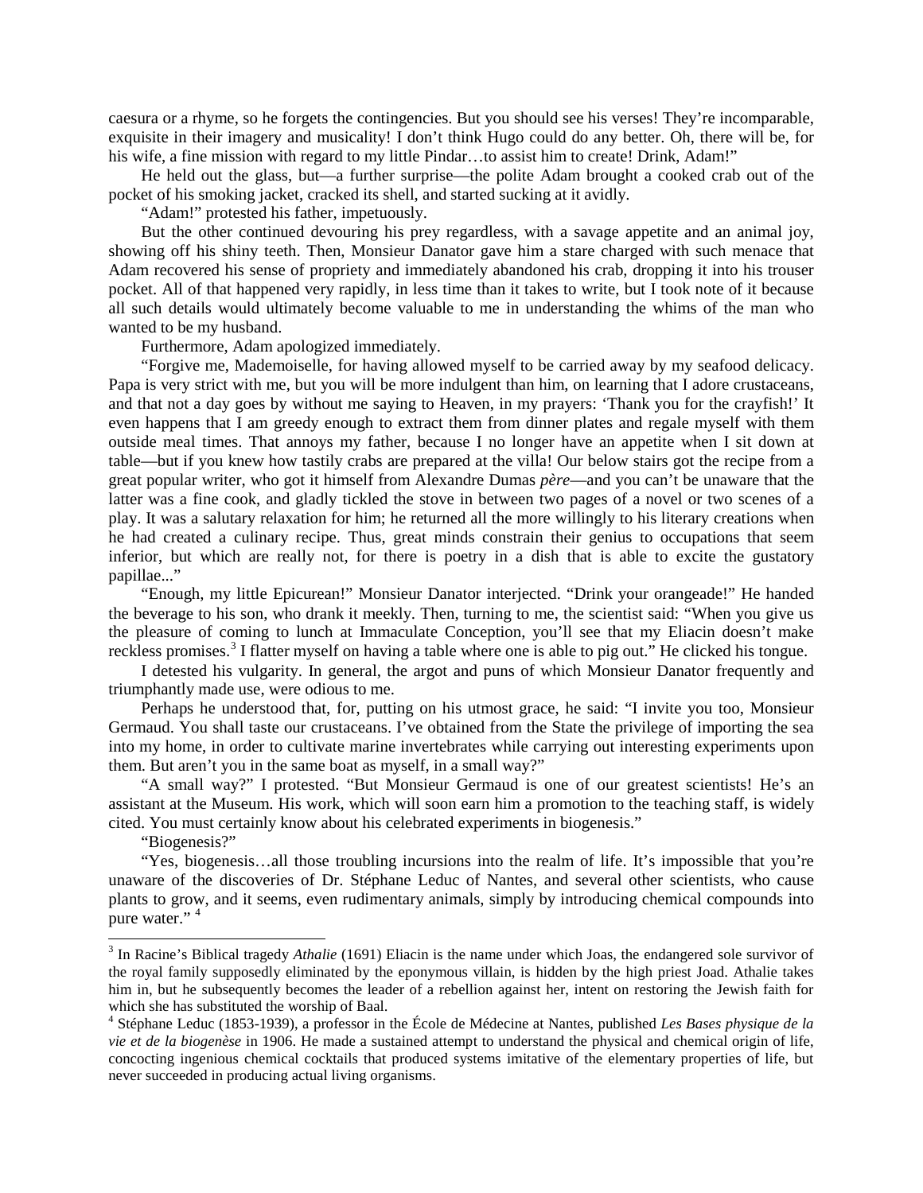caesura or a rhyme, so he forgets the contingencies. But you should see his verses! They're incomparable, exquisite in their imagery and musicality! I don't think Hugo could do any better. Oh, there will be, for his wife, a fine mission with regard to my little Pindar…to assist him to create! Drink, Adam!"

He held out the glass, but—a further surprise—the polite Adam brought a cooked crab out of the pocket of his smoking jacket, cracked its shell, and started sucking at it avidly.

"Adam!" protested his father, impetuously.

But the other continued devouring his prey regardless, with a savage appetite and an animal joy, showing off his shiny teeth. Then, Monsieur Danator gave him a stare charged with such menace that Adam recovered his sense of propriety and immediately abandoned his crab, dropping it into his trouser pocket. All of that happened very rapidly, in less time than it takes to write, but I took note of it because all such details would ultimately become valuable to me in understanding the whims of the man who wanted to be my husband.

Furthermore, Adam apologized immediately.

"Forgive me, Mademoiselle, for having allowed myself to be carried away by my seafood delicacy. Papa is very strict with me, but you will be more indulgent than him, on learning that I adore crustaceans, and that not a day goes by without me saying to Heaven, in my prayers: 'Thank you for the crayfish!' It even happens that I am greedy enough to extract them from dinner plates and regale myself with them outside meal times. That annoys my father, because I no longer have an appetite when I sit down at table—but if you knew how tastily crabs are prepared at the villa! Our below stairs got the recipe from a great popular writer, who got it himself from Alexandre Dumas *père*—and you can't be unaware that the latter was a fine cook, and gladly tickled the stove in between two pages of a novel or two scenes of a play. It was a salutary relaxation for him; he returned all the more willingly to his literary creations when he had created a culinary recipe. Thus, great minds constrain their genius to occupations that seem inferior, but which are really not, for there is poetry in a dish that is able to excite the gustatory papillae..."

"Enough, my little Epicurean!" Monsieur Danator interjected. "Drink your orangeade!" He handed the beverage to his son, who drank it meekly. Then, turning to me, the scientist said: "When you give us the pleasure of coming to lunch at Immaculate Conception, you'll see that my Eliacin doesn't make reckless promises.[3] I flatter myself on having a table where one is able to pig out." He clicked his tongue.

I detested his vulgarity. In general, the argot and puns of which Monsieur Danator frequently and triumphantly made use, were odious to me.

Perhaps he understood that, for, putting on his utmost grace, he said: "I invite you too, Monsieur Germaud. You shall taste our crustaceans. I've obtained from the State the privilege of importing the sea into my home, in order to cultivate marine invertebrates while carrying out interesting experiments upon them. But aren't you in the same boat as myself, in a small way?"

"A small way?" I protested. "But Monsieur Germaud is one of our greatest scientists! He's an assistant at the Museum. His work, which will soon earn him a promotion to the teaching staff, is widely cited. You must certainly know about his celebrated experiments in biogenesis."

"Biogenesis?"

"Yes, biogenesis…all those troubling incursions into the realm of life. It's impossible that you're unaware of the discoveries of Dr. Stéphane Leduc of Nantes, and several other scientists, who cause plants to grow, and it seems, even rudimentary animals, simply by introducing chemical compounds into pure water." [4]

---

[3] In Racine's Biblical tragedy *Athalie* (1691) Eliacin is the name under which Joas, the endangered sole survivor of the royal family supposedly eliminated by the eponymous villain, is hidden by the high priest Joad. Athalie takes him in, but he subsequently becomes the leader of a rebellion against her, intent on restoring the Jewish faith for which she has substituted the worship of Baal.

[4] Stéphane Leduc (1853-1939), a professor in the École de Médecine at Nantes, published *Les Bases physique de la vie et de la biogenèse* in 1906. He made a sustained attempt to understand the physical and chemical origin of life, concocting ingenious chemical cocktails that produced systems imitative of the elementary properties of life, but never succeeded in producing actual living organisms.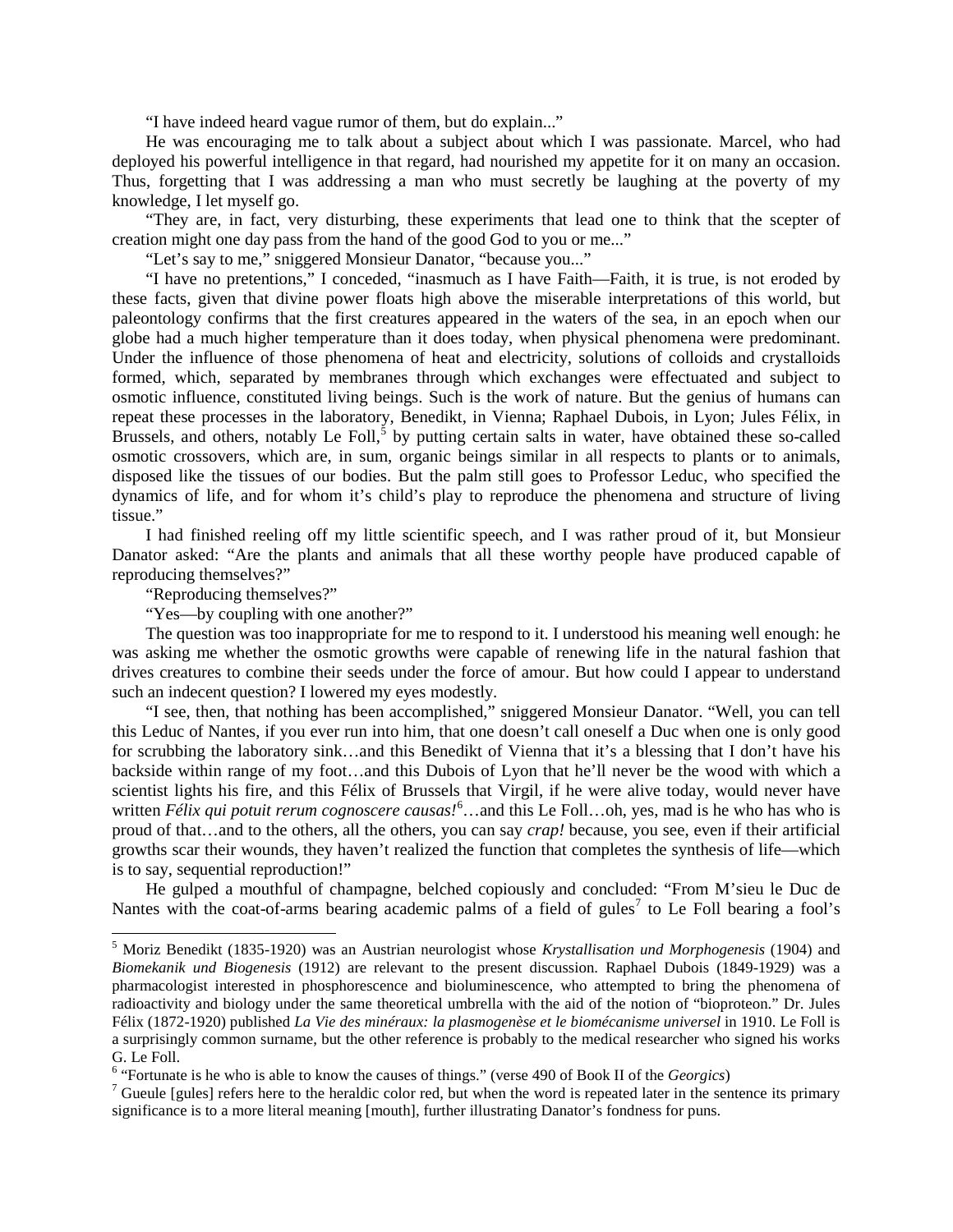"I have indeed heard vague rumor of them, but do explain..."

He was encouraging me to talk about a subject about which I was passionate. Marcel, who had deployed his powerful intelligence in that regard, had nourished my appetite for it on many an occasion. Thus, forgetting that I was addressing a man who must secretly be laughing at the poverty of my knowledge, I let myself go.

"They are, in fact, very disturbing, these experiments that lead one to think that the scepter of creation might one day pass from the hand of the good God to you or me..."

"Let's say to me," sniggered Monsieur Danator, "because you..."

"I have no pretentions," I conceded, "inasmuch as I have Faith—Faith, it is true, is not eroded by these facts, given that divine power floats high above the miserable interpretations of this world, but paleontology confirms that the first creatures appeared in the waters of the sea, in an epoch when our globe had a much higher temperature than it does today, when physical phenomena were predominant. Under the influence of those phenomena of heat and electricity, solutions of colloids and crystalloids formed, which, separated by membranes through which exchanges were effectuated and subject to osmotic influence, constituted living beings. Such is the work of nature. But the genius of humans can repeat these processes in the laboratory, Benedikt, in Vienna; Raphael Dubois, in Lyon; Jules Félix, in Brussels, and others, notably Le Foll,[5] by putting certain salts in water, have obtained these so-called osmotic crossovers, which are, in sum, organic beings similar in all respects to plants or to animals, disposed like the tissues of our bodies. But the palm still goes to Professor Leduc, who specified the dynamics of life, and for whom it's child's play to reproduce the phenomena and structure of living tissue."

I had finished reeling off my little scientific speech, and I was rather proud of it, but Monsieur Danator asked: "Are the plants and animals that all these worthy people have produced capable of reproducing themselves?"

"Reproducing themselves?"

"Yes—by coupling with one another?"

The question was too inappropriate for me to respond to it. I understood his meaning well enough: he was asking me whether the osmotic growths were capable of renewing life in the natural fashion that drives creatures to combine their seeds under the force of amour. But how could I appear to understand such an indecent question? I lowered my eyes modestly.

"I see, then, that nothing has been accomplished," sniggered Monsieur Danator. "Well, you can tell this Leduc of Nantes, if you ever run into him, that one doesn't call oneself a Duc when one is only good for scrubbing the laboratory sink…and this Benedikt of Vienna that it's a blessing that I don't have his backside within range of my foot…and this Dubois of Lyon that he'll never be the wood with which a scientist lights his fire, and this Félix of Brussels that Virgil, if he were alive today, would never have written *Félix qui potuit rerum cognoscere causas!*[6]…and this Le Foll…oh, yes, mad is he who has who is proud of that…and to the others, all the others, you can say *crap!* because, you see, even if their artificial growths scar their wounds, they haven't realized the function that completes the synthesis of life—which is to say, sequential reproduction!"

He gulped a mouthful of champagne, belched copiously and concluded: "From M'sieu le Duc de Nantes with the coat-of-arms bearing academic palms of a field of gules[7] to Le Foll bearing a fool's

---

[5] Moriz Benedikt (1835-1920) was an Austrian neurologist whose *Krystallisation und Morphogenesis* (1904) and *Biomekanik und Biogenesis* (1912) are relevant to the present discussion. Raphael Dubois (1849-1929) was a pharmacologist interested in phosphorescence and bioluminescence, who attempted to bring the phenomena of radioactivity and biology under the same theoretical umbrella with the aid of the notion of "bioproteon." Dr. Jules Félix (1872-1920) published *La Vie des minéraux: la plasmogenèse et le biomécanisme universel* in 1910. Le Foll is a surprisingly common surname, but the other reference is probably to the medical researcher who signed his works G. Le Foll.

[6] "Fortunate is he who is able to know the causes of things." (verse 490 of Book II of the *Georgics*)

[7] Gueule [gules] refers here to the heraldic color red, but when the word is repeated later in the sentence its primary significance is to a more literal meaning [mouth], further illustrating Danator's fondness for puns.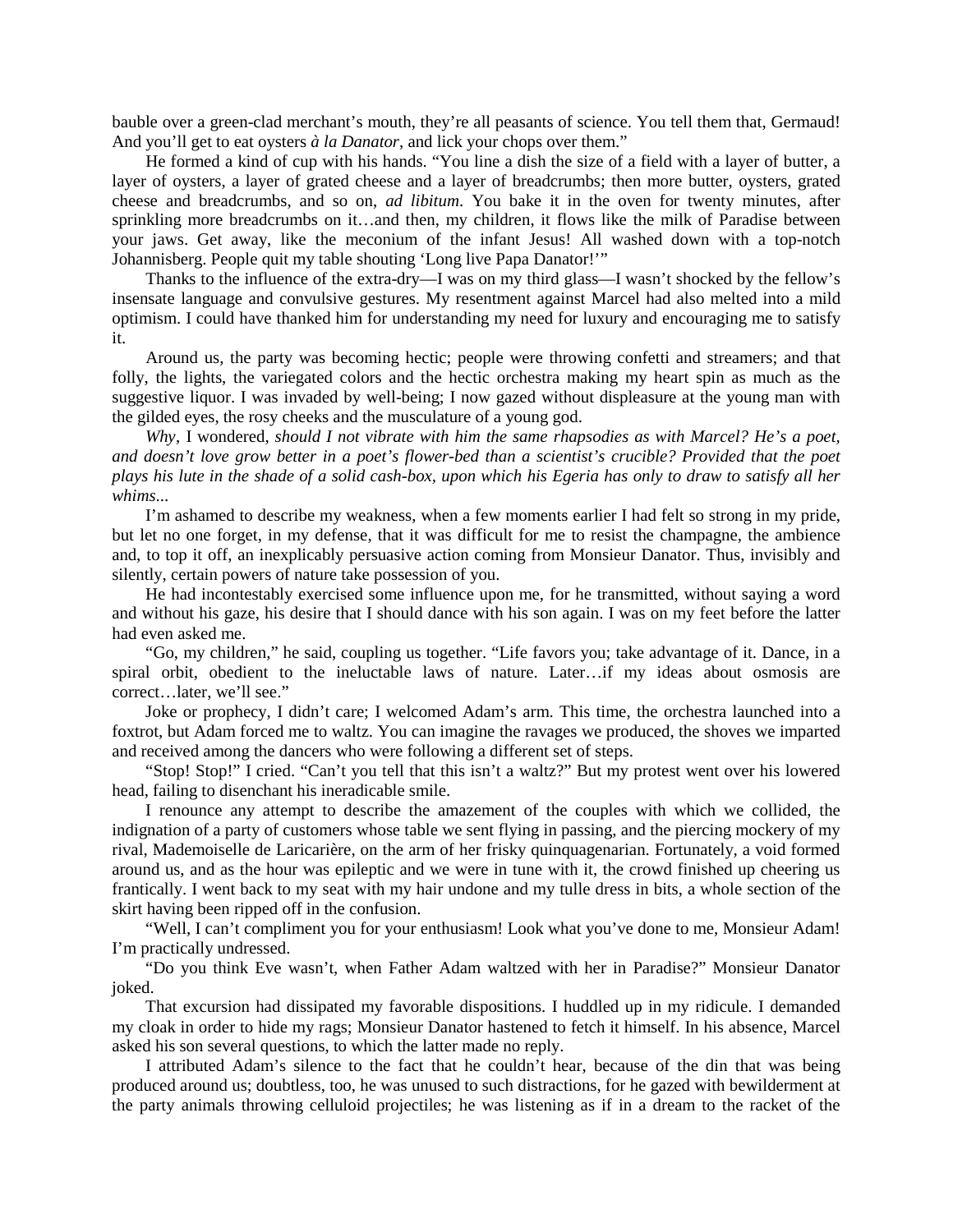bauble over a green-clad merchant's mouth, they're all peasants of science. You tell them that, Germaud! And you'll get to eat oysters *à la Danator*, and lick your chops over them."

He formed a kind of cup with his hands. "You line a dish the size of a field with a layer of butter, a layer of oysters, a layer of grated cheese and a layer of breadcrumbs; then more butter, oysters, grated cheese and breadcrumbs, and so on, *ad libitum*. You bake it in the oven for twenty minutes, after sprinkling more breadcrumbs on it…and then, my children, it flows like the milk of Paradise between your jaws. Get away, like the meconium of the infant Jesus! All washed down with a top-notch Johannisberg. People quit my table shouting 'Long live Papa Danator!'"

Thanks to the influence of the extra-dry—I was on my third glass—I wasn't shocked by the fellow's insensate language and convulsive gestures. My resentment against Marcel had also melted into a mild optimism. I could have thanked him for understanding my need for luxury and encouraging me to satisfy it.

Around us, the party was becoming hectic; people were throwing confetti and streamers; and that folly, the lights, the variegated colors and the hectic orchestra making my heart spin as much as the suggestive liquor. I was invaded by well-being; I now gazed without displeasure at the young man with the gilded eyes, the rosy cheeks and the musculature of a young god.

*Why*, I wondered, *should I not vibrate with him the same rhapsodies as with Marcel? He's a poet, and doesn't love grow better in a poet's flower-bed than a scientist's crucible? Provided that the poet plays his lute in the shade of a solid cash-box, upon which his Egeria has only to draw to satisfy all her whims...*

I'm ashamed to describe my weakness, when a few moments earlier I had felt so strong in my pride, but let no one forget, in my defense, that it was difficult for me to resist the champagne, the ambience and, to top it off, an inexplicably persuasive action coming from Monsieur Danator. Thus, invisibly and silently, certain powers of nature take possession of you.

He had incontestably exercised some influence upon me, for he transmitted, without saying a word and without his gaze, his desire that I should dance with his son again. I was on my feet before the latter had even asked me.

"Go, my children," he said, coupling us together. "Life favors you; take advantage of it. Dance, in a spiral orbit, obedient to the ineluctable laws of nature. Later…if my ideas about osmosis are correct…later, we'll see."

Joke or prophecy, I didn't care; I welcomed Adam's arm. This time, the orchestra launched into a foxtrot, but Adam forced me to waltz. You can imagine the ravages we produced, the shoves we imparted and received among the dancers who were following a different set of steps.

"Stop! Stop!" I cried. "Can't you tell that this isn't a waltz?" But my protest went over his lowered head, failing to disenchant his ineradicable smile.

I renounce any attempt to describe the amazement of the couples with which we collided, the indignation of a party of customers whose table we sent flying in passing, and the piercing mockery of my rival, Mademoiselle de Laricarière, on the arm of her frisky quinquagenarian. Fortunately, a void formed around us, and as the hour was epileptic and we were in tune with it, the crowd finished up cheering us frantically. I went back to my seat with my hair undone and my tulle dress in bits, a whole section of the skirt having been ripped off in the confusion.

"Well, I can't compliment you for your enthusiasm! Look what you've done to me, Monsieur Adam! I'm practically undressed.

"Do you think Eve wasn't, when Father Adam waltzed with her in Paradise?" Monsieur Danator joked.

That excursion had dissipated my favorable dispositions. I huddled up in my ridicule. I demanded my cloak in order to hide my rags; Monsieur Danator hastened to fetch it himself. In his absence, Marcel asked his son several questions, to which the latter made no reply.

I attributed Adam's silence to the fact that he couldn't hear, because of the din that was being produced around us; doubtless, too, he was unused to such distractions, for he gazed with bewilderment at the party animals throwing celluloid projectiles; he was listening as if in a dream to the racket of the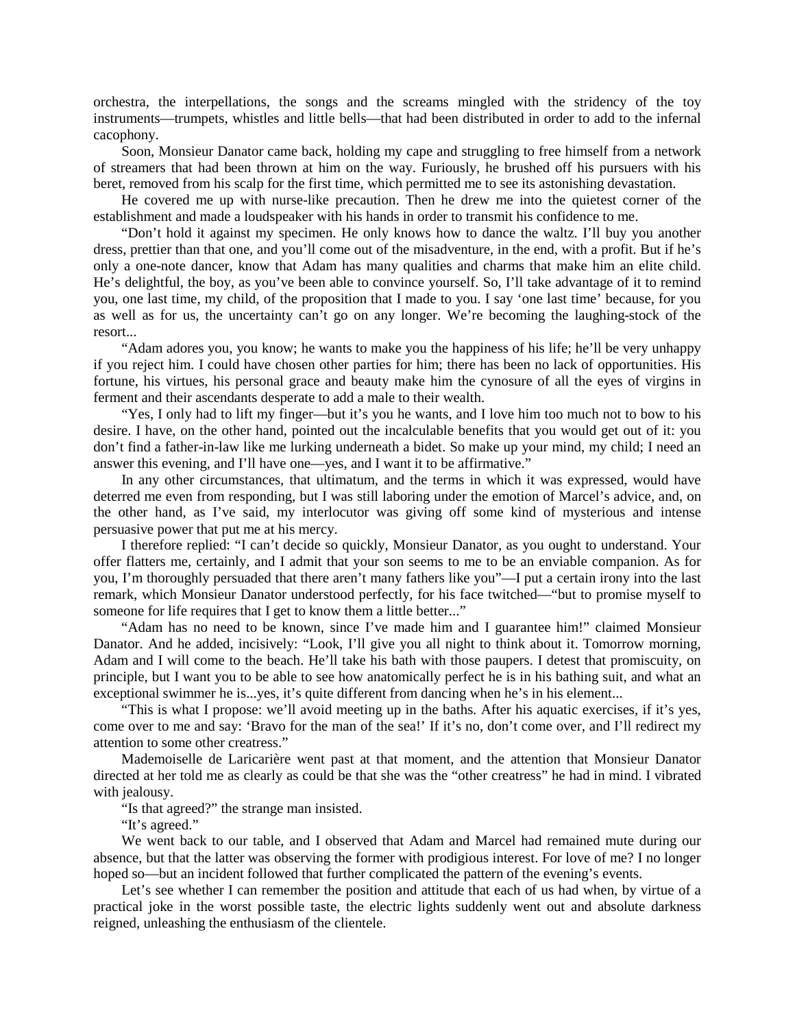orchestra, the interpellations, the songs and the screams mingled with the stridency of the toy instruments—trumpets, whistles and little bells—that had been distributed in order to add to the infernal cacophony.

Soon, Monsieur Danator came back, holding my cape and struggling to free himself from a network of streamers that had been thrown at him on the way. Furiously, he brushed off his pursuers with his beret, removed from his scalp for the first time, which permitted me to see its astonishing devastation.

He covered me up with nurse-like precaution. Then he drew me into the quietest corner of the establishment and made a loudspeaker with his hands in order to transmit his confidence to me.

"Don't hold it against my specimen. He only knows how to dance the waltz. I'll buy you another dress, prettier than that one, and you'll come out of the misadventure, in the end, with a profit. But if he's only a one-note dancer, know that Adam has many qualities and charms that make him an elite child. He's delightful, the boy, as you've been able to convince yourself. So, I'll take advantage of it to remind you, one last time, my child, of the proposition that I made to you. I say 'one last time' because, for you as well as for us, the uncertainty can't go on any longer. We're becoming the laughing-stock of the resort...

"Adam adores you, you know; he wants to make you the happiness of his life; he'll be very unhappy if you reject him. I could have chosen other parties for him; there has been no lack of opportunities. His fortune, his virtues, his personal grace and beauty make him the cynosure of all the eyes of virgins in ferment and their ascendants desperate to add a male to their wealth.

"Yes, I only had to lift my finger—but it's you he wants, and I love him too much not to bow to his desire. I have, on the other hand, pointed out the incalculable benefits that you would get out of it: you don't find a father-in-law like me lurking underneath a bidet. So make up your mind, my child; I need an answer this evening, and I'll have one—yes, and I want it to be affirmative."

In any other circumstances, that ultimatum, and the terms in which it was expressed, would have deterred me even from responding, but I was still laboring under the emotion of Marcel's advice, and, on the other hand, as I've said, my interlocutor was giving off some kind of mysterious and intense persuasive power that put me at his mercy.

I therefore replied: "I can't decide so quickly, Monsieur Danator, as you ought to understand. Your offer flatters me, certainly, and I admit that your son seems to me to be an enviable companion. As for you, I'm thoroughly persuaded that there aren't many fathers like you"—I put a certain irony into the last remark, which Monsieur Danator understood perfectly, for his face twitched—"but to promise myself to someone for life requires that I get to know them a little better..."

"Adam has no need to be known, since I've made him and I guarantee him!" claimed Monsieur Danator. And he added, incisively: "Look, I'll give you all night to think about it. Tomorrow morning, Adam and I will come to the beach. He'll take his bath with those paupers. I detest that promiscuity, on principle, but I want you to be able to see how anatomically perfect he is in his bathing suit, and what an exceptional swimmer he is...yes, it's quite different from dancing when he's in his element...

"This is what I propose: we'll avoid meeting up in the baths. After his aquatic exercises, if it's yes, come over to me and say: 'Bravo for the man of the sea!' If it's no, don't come over, and I'll redirect my attention to some other creatress."

Mademoiselle de Laricarière went past at that moment, and the attention that Monsieur Danator directed at her told me as clearly as could be that she was the "other creatress" he had in mind. I vibrated with jealousy.

"Is that agreed?" the strange man insisted.

"It's agreed."

We went back to our table, and I observed that Adam and Marcel had remained mute during our absence, but that the latter was observing the former with prodigious interest. For love of me? I no longer hoped so—but an incident followed that further complicated the pattern of the evening's events.

Let's see whether I can remember the position and attitude that each of us had when, by virtue of a practical joke in the worst possible taste, the electric lights suddenly went out and absolute darkness reigned, unleashing the enthusiasm of the clientele.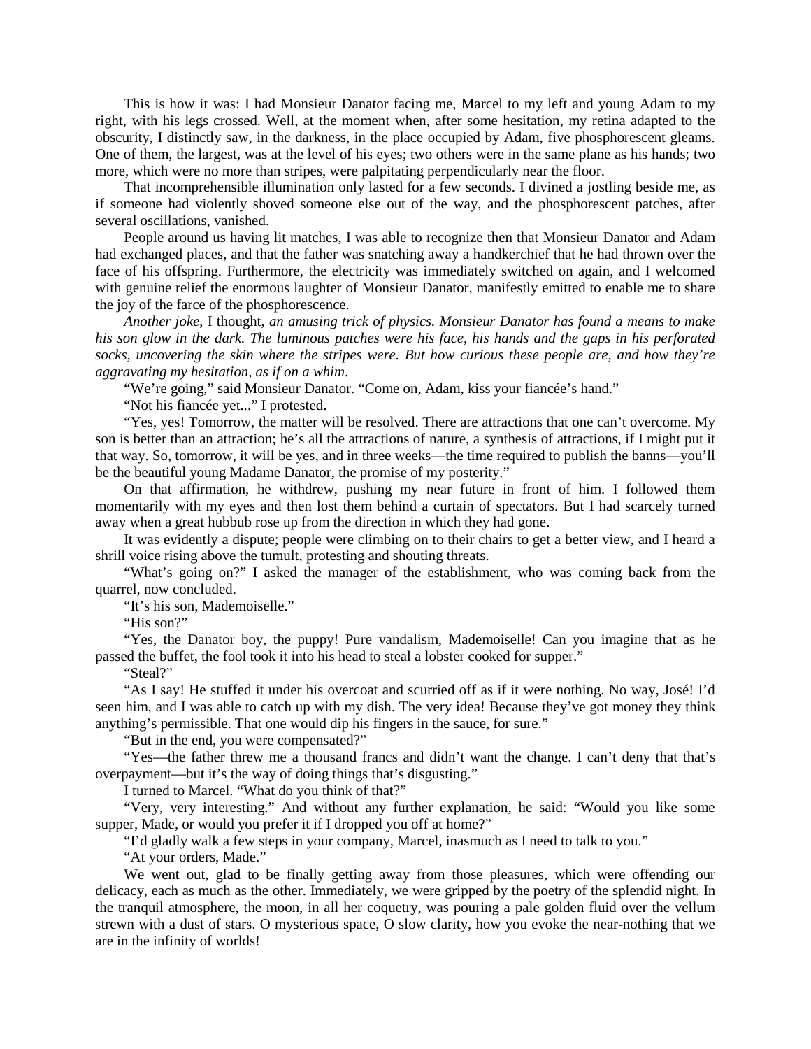This is how it was: I had Monsieur Danator facing me, Marcel to my left and young Adam to my right, with his legs crossed. Well, at the moment when, after some hesitation, my retina adapted to the obscurity, I distinctly saw, in the darkness, in the place occupied by Adam, five phosphorescent gleams. One of them, the largest, was at the level of his eyes; two others were in the same plane as his hands; two more, which were no more than stripes, were palpitating perpendicularly near the floor.

That incomprehensible illumination only lasted for a few seconds. I divined a jostling beside me, as if someone had violently shoved someone else out of the way, and the phosphorescent patches, after several oscillations, vanished.

People around us having lit matches, I was able to recognize then that Monsieur Danator and Adam had exchanged places, and that the father was snatching away a handkerchief that he had thrown over the face of his offspring. Furthermore, the electricity was immediately switched on again, and I welcomed with genuine relief the enormous laughter of Monsieur Danator, manifestly emitted to enable me to share the joy of the farce of the phosphorescence.

*Another joke*, I thought, *an amusing trick of physics. Monsieur Danator has found a means to make his son glow in the dark. The luminous patches were his face, his hands and the gaps in his perforated socks, uncovering the skin where the stripes were. But how curious these people are, and how they're aggravating my hesitation, as if on a whim*.

"We're going," said Monsieur Danator. "Come on, Adam, kiss your fiancée's hand."

"Not his fiancée yet..." I protested.

"Yes, yes! Tomorrow, the matter will be resolved. There are attractions that one can't overcome. My son is better than an attraction; he's all the attractions of nature, a synthesis of attractions, if I might put it that way. So, tomorrow, it will be yes, and in three weeks—the time required to publish the banns—you'll be the beautiful young Madame Danator, the promise of my posterity."

On that affirmation, he withdrew, pushing my near future in front of him. I followed them momentarily with my eyes and then lost them behind a curtain of spectators. But I had scarcely turned away when a great hubbub rose up from the direction in which they had gone.

It was evidently a dispute; people were climbing on to their chairs to get a better view, and I heard a shrill voice rising above the tumult, protesting and shouting threats.

"What's going on?" I asked the manager of the establishment, who was coming back from the quarrel, now concluded.

"It's his son, Mademoiselle."

"His son?"

"Yes, the Danator boy, the puppy! Pure vandalism, Mademoiselle! Can you imagine that as he passed the buffet, the fool took it into his head to steal a lobster cooked for supper."

"Steal?"

"As I say! He stuffed it under his overcoat and scurried off as if it were nothing. No way, José! I'd seen him, and I was able to catch up with my dish. The very idea! Because they've got money they think anything's permissible. That one would dip his fingers in the sauce, for sure."

"But in the end, you were compensated?"

"Yes—the father threw me a thousand francs and didn't want the change. I can't deny that that's overpayment—but it's the way of doing things that's disgusting."

I turned to Marcel. "What do you think of that?"

"Very, very interesting." And without any further explanation, he said: "Would you like some supper, Made, or would you prefer it if I dropped you off at home?"

"I'd gladly walk a few steps in your company, Marcel, inasmuch as I need to talk to you."

"At your orders, Made."

We went out, glad to be finally getting away from those pleasures, which were offending our delicacy, each as much as the other. Immediately, we were gripped by the poetry of the splendid night. In the tranquil atmosphere, the moon, in all her coquetry, was pouring a pale golden fluid over the vellum strewn with a dust of stars. O mysterious space, O slow clarity, how you evoke the near-nothing that we are in the infinity of worlds!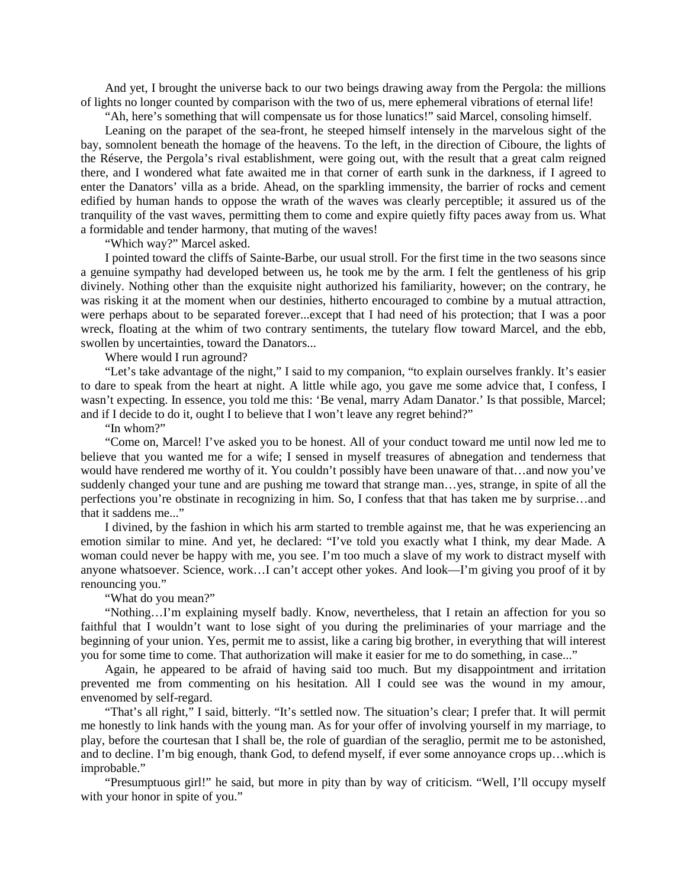And yet, I brought the universe back to our two beings drawing away from the Pergola: the millions of lights no longer counted by comparison with the two of us, mere ephemeral vibrations of eternal life!

"Ah, here's something that will compensate us for those lunatics!" said Marcel, consoling himself.

Leaning on the parapet of the sea-front, he steeped himself intensely in the marvelous sight of the bay, somnolent beneath the homage of the heavens. To the left, in the direction of Ciboure, the lights of the Réserve, the Pergola's rival establishment, were going out, with the result that a great calm reigned there, and I wondered what fate awaited me in that corner of earth sunk in the darkness, if I agreed to enter the Danators' villa as a bride. Ahead, on the sparkling immensity, the barrier of rocks and cement edified by human hands to oppose the wrath of the waves was clearly perceptible; it assured us of the tranquility of the vast waves, permitting them to come and expire quietly fifty paces away from us. What a formidable and tender harmony, that muting of the waves!

"Which way?" Marcel asked.

I pointed toward the cliffs of Sainte-Barbe, our usual stroll. For the first time in the two seasons since a genuine sympathy had developed between us, he took me by the arm. I felt the gentleness of his grip divinely. Nothing other than the exquisite night authorized his familiarity, however; on the contrary, he was risking it at the moment when our destinies, hitherto encouraged to combine by a mutual attraction, were perhaps about to be separated forever...except that I had need of his protection; that I was a poor wreck, floating at the whim of two contrary sentiments, the tutelary flow toward Marcel, and the ebb, swollen by uncertainties, toward the Danators...

Where would I run aground?

"Let's take advantage of the night," I said to my companion, "to explain ourselves frankly. It's easier to dare to speak from the heart at night. A little while ago, you gave me some advice that, I confess, I wasn't expecting. In essence, you told me this: 'Be venal, marry Adam Danator.' Is that possible, Marcel; and if I decide to do it, ought I to believe that I won't leave any regret behind?"

"In whom?"

"Come on, Marcel! I've asked you to be honest. All of your conduct toward me until now led me to believe that you wanted me for a wife; I sensed in myself treasures of abnegation and tenderness that would have rendered me worthy of it. You couldn't possibly have been unaware of that…and now you've suddenly changed your tune and are pushing me toward that strange man…yes, strange, in spite of all the perfections you're obstinate in recognizing in him. So, I confess that that has taken me by surprise…and that it saddens me..."

I divined, by the fashion in which his arm started to tremble against me, that he was experiencing an emotion similar to mine. And yet, he declared: "I've told you exactly what I think, my dear Made. A woman could never be happy with me, you see. I'm too much a slave of my work to distract myself with anyone whatsoever. Science, work…I can't accept other yokes. And look—I'm giving you proof of it by renouncing you."

"What do you mean?"

"Nothing…I'm explaining myself badly. Know, nevertheless, that I retain an affection for you so faithful that I wouldn't want to lose sight of you during the preliminaries of your marriage and the beginning of your union. Yes, permit me to assist, like a caring big brother, in everything that will interest you for some time to come. That authorization will make it easier for me to do something, in case..."

Again, he appeared to be afraid of having said too much. But my disappointment and irritation prevented me from commenting on his hesitation. All I could see was the wound in my amour, envenomed by self-regard.

"That's all right," I said, bitterly. "It's settled now. The situation's clear; I prefer that. It will permit me honestly to link hands with the young man. As for your offer of involving yourself in my marriage, to play, before the courtesan that I shall be, the role of guardian of the seraglio, permit me to be astonished, and to decline. I'm big enough, thank God, to defend myself, if ever some annoyance crops up…which is improbable."

"Presumptuous girl!" he said, but more in pity than by way of criticism. "Well, I'll occupy myself with your honor in spite of you."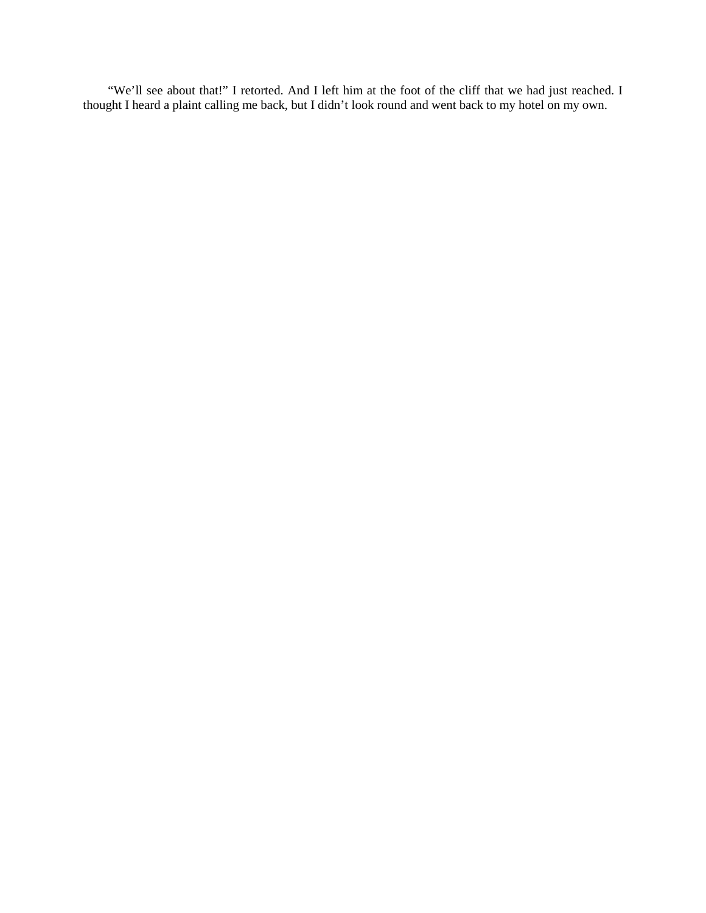"We'll see about that!" I retorted. And I left him at the foot of the cliff that we had just reached. I thought I heard a plaint calling me back, but I didn't look round and went back to my hotel on my own.